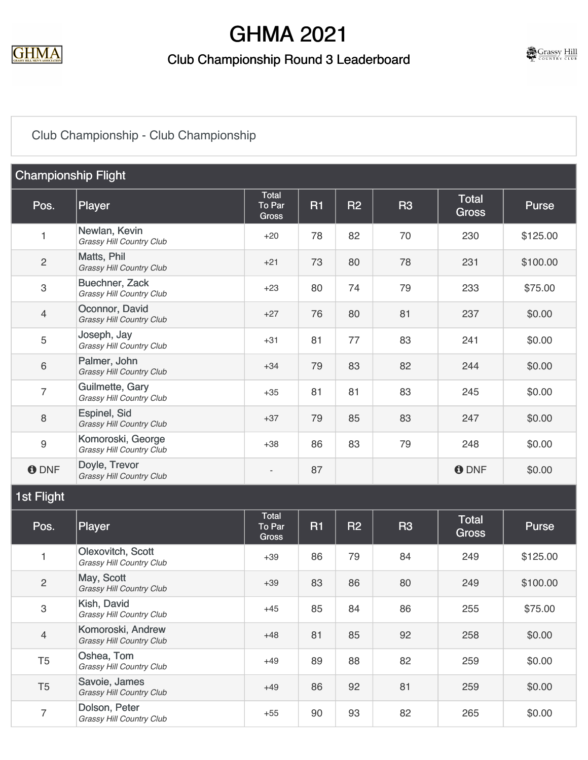# GHMA 2021

## Club Championship Round 3 Leaderboard

Club Championship - Club Championship

### Championship Flight

| Pos. | Player | Total To Par Gross | R1 | R2 | R3 | Total Gross | Purse |
|---|---|---|---|---|---|---|---|
| 1 | Newlan, Kevin *Grassy Hill Country Club* | +20 | 78 | 82 | 70 | 230 | $125.00 |
| 2 | Matts, Phil *Grassy Hill Country Club* | +21 | 73 | 80 | 78 | 231 | $100.00 |
| 3 | Buechner, Zack *Grassy Hill Country Club* | +23 | 80 | 74 | 79 | 233 | $75.00 |
| 4 | Oconnor, David *Grassy Hill Country Club* | +27 | 76 | 80 | 81 | 237 | $0.00 |
| 5 | Joseph, Jay *Grassy Hill Country Club* | +31 | 81 | 77 | 83 | 241 | $0.00 |
| 6 | Palmer, John *Grassy Hill Country Club* | +34 | 79 | 83 | 82 | 244 | $0.00 |
| 7 | Guilmette, Gary *Grassy Hill Country Club* | +35 | 81 | 81 | 83 | 245 | $0.00 |
| 8 | Espinel, Sid *Grassy Hill Country Club* | +37 | 79 | 85 | 83 | 247 | $0.00 |
| 9 | Komoroski, George *Grassy Hill Country Club* | +38 | 86 | 83 | 79 | 248 | $0.00 |
| DNF | Doyle, Trevor *Grassy Hill Country Club* | - | 87 | | | DNF | $0.00 |

### 1st Flight

| Pos. | Player | Total To Par Gross | R1 | R2 | R3 | Total Gross | Purse |
|---|---|---|---|---|---|---|---|
| 1 | Olexovitch, Scott *Grassy Hill Country Club* | +39 | 86 | 79 | 84 | 249 | $125.00 |
| 2 | May, Scott *Grassy Hill Country Club* | +39 | 83 | 86 | 80 | 249 | $100.00 |
| 3 | Kish, David *Grassy Hill Country Club* | +45 | 85 | 84 | 86 | 255 | $75.00 |
| 4 | Komoroski, Andrew *Grassy Hill Country Club* | +48 | 81 | 85 | 92 | 258 | $0.00 |
| T5 | Oshea, Tom *Grassy Hill Country Club* | +49 | 89 | 88 | 82 | 259 | $0.00 |
| T5 | Savoie, James *Grassy Hill Country Club* | +49 | 86 | 92 | 81 | 259 | $0.00 |
| 7 | Dolson, Peter *Grassy Hill Country Club* | +55 | 90 | 93 | 82 | 265 | $0.00 |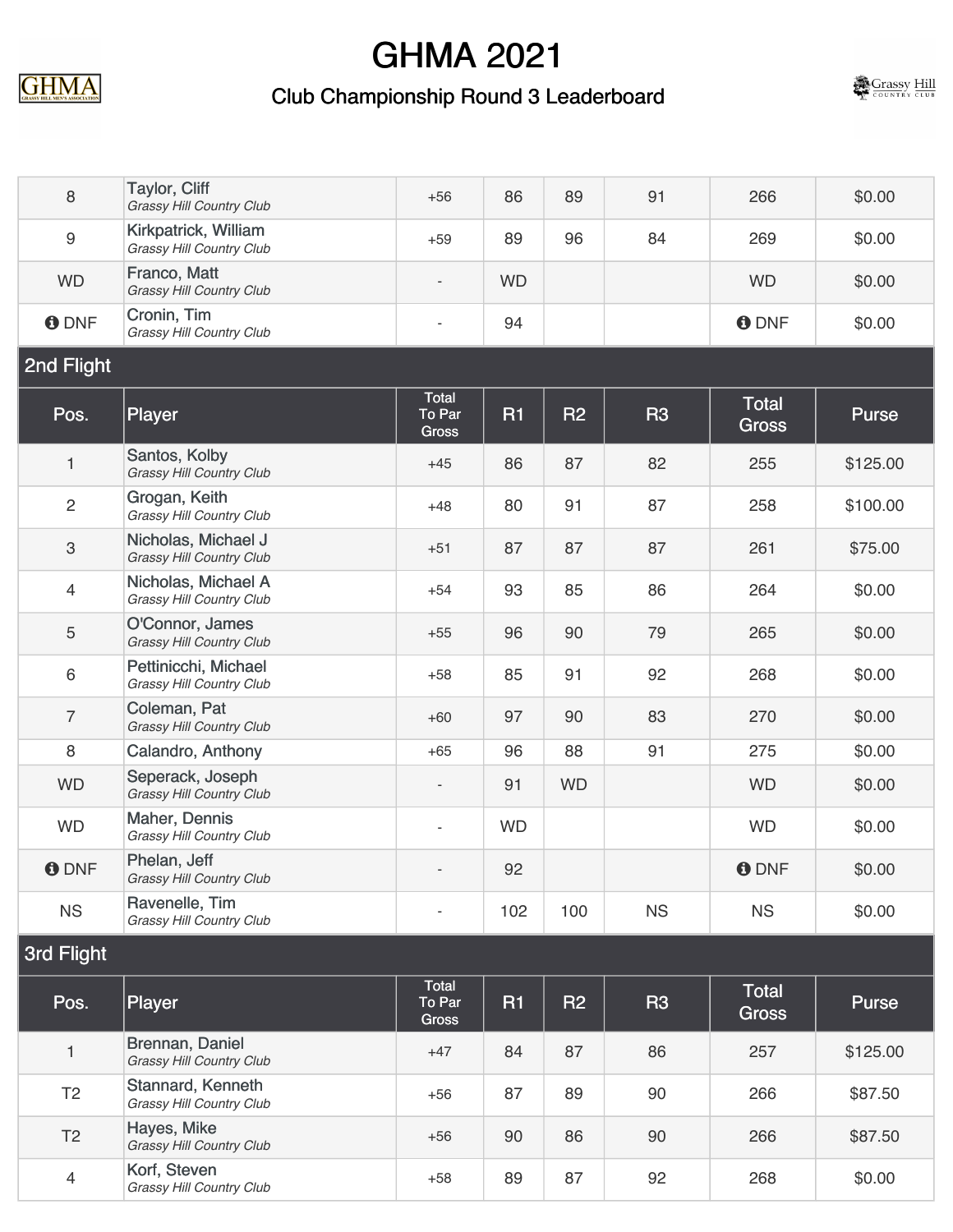# GHMA 2021

## Club Championship Round 3 Leaderboard

| Pos. | Player | Total To Par Gross | R1 | R2 | R3 | Total Gross | Purse |
|---|---|---|---|---|---|---|---|
| 8 | Taylor, Cliff *Grassy Hill Country Club* | +56 | 86 | 89 | 91 | 266 | $0.00 |
| 9 | Kirkpatrick, William *Grassy Hill Country Club* | +59 | 89 | 96 | 84 | 269 | $0.00 |
| WD | Franco, Matt *Grassy Hill Country Club* | - | WD | | | WD | $0.00 |
| DNF | Cronin, Tim *Grassy Hill Country Club* | - | 94 | | | DNF | $0.00 |

## 2nd Flight

| Pos. | Player | Total To Par Gross | R1 | R2 | R3 | Total Gross | Purse |
|---|---|---|---|---|---|---|---|
| 1 | Santos, Kolby *Grassy Hill Country Club* | +45 | 86 | 87 | 82 | 255 | $125.00 |
| 2 | Grogan, Keith *Grassy Hill Country Club* | +48 | 80 | 91 | 87 | 258 | $100.00 |
| 3 | Nicholas, Michael J *Grassy Hill Country Club* | +51 | 87 | 87 | 87 | 261 | $75.00 |
| 4 | Nicholas, Michael A *Grassy Hill Country Club* | +54 | 93 | 85 | 86 | 264 | $0.00 |
| 5 | O'Connor, James *Grassy Hill Country Club* | +55 | 96 | 90 | 79 | 265 | $0.00 |
| 6 | Pettinicchi, Michael *Grassy Hill Country Club* | +58 | 85 | 91 | 92 | 268 | $0.00 |
| 7 | Coleman, Pat *Grassy Hill Country Club* | +60 | 97 | 90 | 83 | 270 | $0.00 |
| 8 | Calandro, Anthony | +65 | 96 | 88 | 91 | 275 | $0.00 |
| WD | Seperack, Joseph *Grassy Hill Country Club* | - | 91 | WD | | WD | $0.00 |
| WD | Maher, Dennis *Grassy Hill Country Club* | - | WD | | | WD | $0.00 |
| DNF | Phelan, Jeff *Grassy Hill Country Club* | - | 92 | | | DNF | $0.00 |
| NS | Ravenelle, Tim *Grassy Hill Country Club* | - | 102 | 100 | NS | NS | $0.00 |

## 3rd Flight

| Pos. | Player | Total To Par Gross | R1 | R2 | R3 | Total Gross | Purse |
|---|---|---|---|---|---|---|---|
| 1 | Brennan, Daniel *Grassy Hill Country Club* | +47 | 84 | 87 | 86 | 257 | $125.00 |
| T2 | Stannard, Kenneth *Grassy Hill Country Club* | +56 | 87 | 89 | 90 | 266 | $87.50 |
| T2 | Hayes, Mike *Grassy Hill Country Club* | +56 | 90 | 86 | 90 | 266 | $87.50 |
| 4 | Korf, Steven *Grassy Hill Country Club* | +58 | 89 | 87 | 92 | 268 | $0.00 |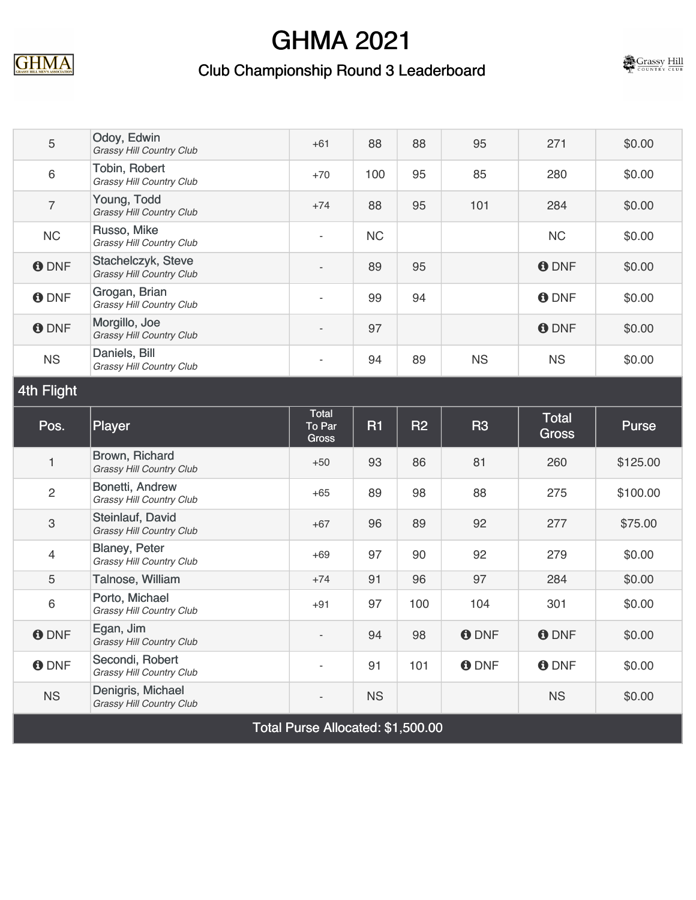# GHMA 2021

## Club Championship Round 3 Leaderboard

| Pos. | Player | Total To Par Gross | R1 | R2 | R3 | Total Gross | Purse |
|---|---|---|---|---|---|---|---|
| 5 | Odoy, Edwin *Grassy Hill Country Club* | +61 | 88 | 88 | 95 | 271 | $0.00 |
| 6 | Tobin, Robert *Grassy Hill Country Club* | +70 | 100 | 95 | 85 | 280 | $0.00 |
| 7 | Young, Todd *Grassy Hill Country Club* | +74 | 88 | 95 | 101 | 284 | $0.00 |
| NC | Russo, Mike *Grassy Hill Country Club* | - | NC | | | NC | $0.00 |
| DNF | Stachelczyk, Steve *Grassy Hill Country Club* | - | 89 | 95 | | DNF | $0.00 |
| DNF | Grogan, Brian *Grassy Hill Country Club* | - | 99 | 94 | | DNF | $0.00 |
| DNF | Morgillo, Joe *Grassy Hill Country Club* | - | 97 | | | DNF | $0.00 |
| NS | Daniels, Bill *Grassy Hill Country Club* | - | 94 | 89 | NS | NS | $0.00 |

### 4th Flight

| Pos. | Player | Total To Par Gross | R1 | R2 | R3 | Total Gross | Purse |
|---|---|---|---|---|---|---|---|
| 1 | Brown, Richard *Grassy Hill Country Club* | +50 | 93 | 86 | 81 | 260 | $125.00 |
| 2 | Bonetti, Andrew *Grassy Hill Country Club* | +65 | 89 | 98 | 88 | 275 | $100.00 |
| 3 | Steinlauf, David *Grassy Hill Country Club* | +67 | 96 | 89 | 92 | 277 | $75.00 |
| 4 | Blaney, Peter *Grassy Hill Country Club* | +69 | 97 | 90 | 92 | 279 | $0.00 |
| 5 | Talnose, William | +74 | 91 | 96 | 97 | 284 | $0.00 |
| 6 | Porto, Michael *Grassy Hill Country Club* | +91 | 97 | 100 | 104 | 301 | $0.00 |
| DNF | Egan, Jim *Grassy Hill Country Club* | - | 94 | 98 | DNF | DNF | $0.00 |
| DNF | Secondi, Robert *Grassy Hill Country Club* | - | 91 | 101 | DNF | DNF | $0.00 |
| NS | Denigris, Michael *Grassy Hill Country Club* | - | NS | | | NS | $0.00 |

Total Purse Allocated: $1,500.00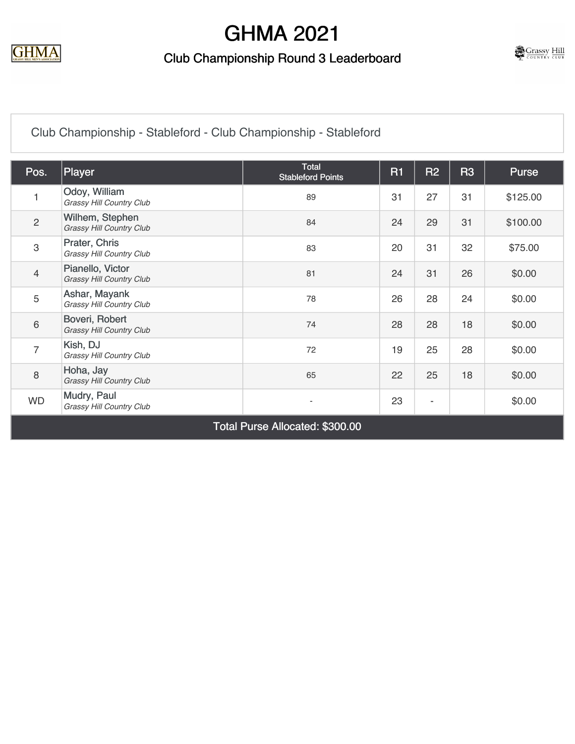# GHMA 2021

## Club Championship Round 3 Leaderboard

Club Championship - Stableford - Club Championship - Stableford

| Pos. | Player | Total Stableford Points | R1 | R2 | R3 | Purse |
|---|---|---|---|---|---|---|
| 1 | Odoy, William<br>*Grassy Hill Country Club* | 89 | 31 | 27 | 31 | $125.00 |
| 2 | Wilhem, Stephen<br>*Grassy Hill Country Club* | 84 | 24 | 29 | 31 | $100.00 |
| 3 | Prater, Chris<br>*Grassy Hill Country Club* | 83 | 20 | 31 | 32 | $75.00 |
| 4 | Pianello, Victor<br>*Grassy Hill Country Club* | 81 | 24 | 31 | 26 | $0.00 |
| 5 | Ashar, Mayank<br>*Grassy Hill Country Club* | 78 | 26 | 28 | 24 | $0.00 |
| 6 | Boveri, Robert<br>*Grassy Hill Country Club* | 74 | 28 | 28 | 18 | $0.00 |
| 7 | Kish, DJ<br>*Grassy Hill Country Club* | 72 | 19 | 25 | 28 | $0.00 |
| 8 | Hoha, Jay<br>*Grassy Hill Country Club* | 65 | 22 | 25 | 18 | $0.00 |
| WD | Mudry, Paul<br>*Grassy Hill Country Club* | - | 23 | - | | $0.00 |

Total Purse Allocated: $300.00